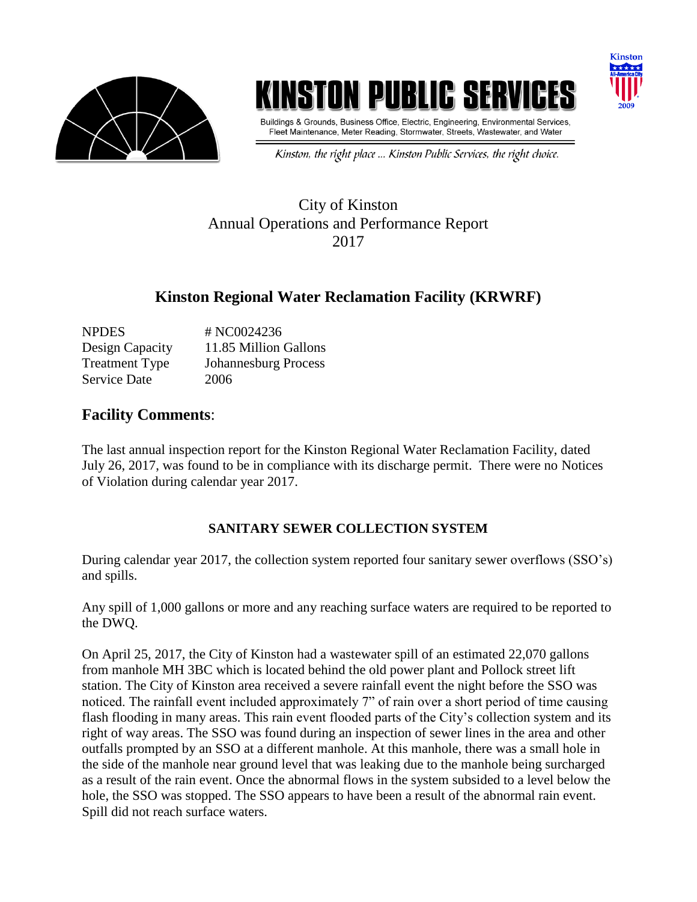# KINSTON PUBLIC SERVICES

Buildings & Grounds, Business Office, Electric, Engineering, Environmental Services, Fleet Maintenance, Meter Reading, Stormwater, Streets, Wastewater, and Water

*Kinston, the right place ... Kinston Public Services, the right choice.*

City of Kinston
Annual Operations and Performance Report
2017

## Kinston Regional Water Reclamation Facility (KRWRF)

| | |
|---|---|
| NPDES | # NC0024236 |
| Design Capacity | 11.85 Million Gallons |
| Treatment Type | Johannesburg Process |
| Service Date | 2006 |

## Facility Comments:

The last annual inspection report for the Kinston Regional Water Reclamation Facility, dated July 26, 2017, was found to be in compliance with its discharge permit. There were no Notices of Violation during calendar year 2017.

### SANITARY SEWER COLLECTION SYSTEM

During calendar year 2017, the collection system reported four sanitary sewer overflows (SSO's) and spills.

Any spill of 1,000 gallons or more and any reaching surface waters are required to be reported to the DWQ.

On April 25, 2017, the City of Kinston had a wastewater spill of an estimated 22,070 gallons from manhole MH 3BC which is located behind the old power plant and Pollock street lift station. The City of Kinston area received a severe rainfall event the night before the SSO was noticed. The rainfall event included approximately 7" of rain over a short period of time causing flash flooding in many areas. This rain event flooded parts of the City's collection system and its right of way areas. The SSO was found during an inspection of sewer lines in the area and other outfalls prompted by an SSO at a different manhole. At this manhole, there was a small hole in the side of the manhole near ground level that was leaking due to the manhole being surcharged as a result of the rain event. Once the abnormal flows in the system subsided to a level below the hole, the SSO was stopped. The SSO appears to have been a result of the abnormal rain event. Spill did not reach surface waters.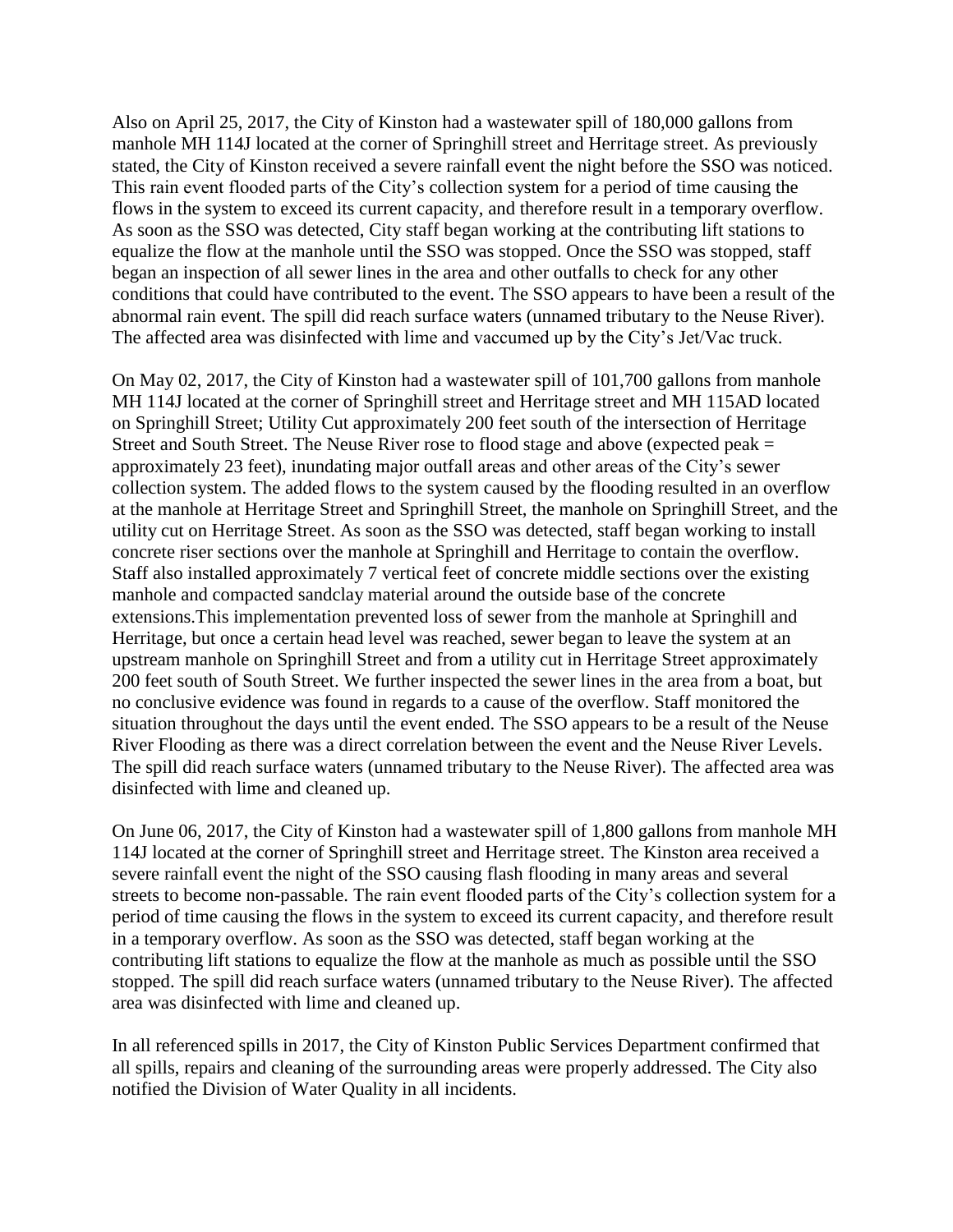Also on April 25, 2017, the City of Kinston had a wastewater spill of 180,000 gallons from manhole MH 114J located at the corner of Springhill street and Herritage street. As previously stated, the City of Kinston received a severe rainfall event the night before the SSO was noticed. This rain event flooded parts of the City's collection system for a period of time causing the flows in the system to exceed its current capacity, and therefore result in a temporary overflow. As soon as the SSO was detected, City staff began working at the contributing lift stations to equalize the flow at the manhole until the SSO was stopped. Once the SSO was stopped, staff began an inspection of all sewer lines in the area and other outfalls to check for any other conditions that could have contributed to the event. The SSO appears to have been a result of the abnormal rain event. The spill did reach surface waters (unnamed tributary to the Neuse River). The affected area was disinfected with lime and vaccumed up by the City's Jet/Vac truck.

On May 02, 2017, the City of Kinston had a wastewater spill of 101,700 gallons from manhole MH 114J located at the corner of Springhill street and Herritage street and MH 115AD located on Springhill Street; Utility Cut approximately 200 feet south of the intersection of Herritage Street and South Street. The Neuse River rose to flood stage and above (expected peak = approximately 23 feet), inundating major outfall areas and other areas of the City's sewer collection system. The added flows to the system caused by the flooding resulted in an overflow at the manhole at Herritage Street and Springhill Street, the manhole on Springhill Street, and the utility cut on Herritage Street. As soon as the SSO was detected, staff began working to install concrete riser sections over the manhole at Springhill and Herritage to contain the overflow. Staff also installed approximately 7 vertical feet of concrete middle sections over the existing manhole and compacted sandclay material around the outside base of the concrete extensions.This implementation prevented loss of sewer from the manhole at Springhill and Herritage, but once a certain head level was reached, sewer began to leave the system at an upstream manhole on Springhill Street and from a utility cut in Herritage Street approximately 200 feet south of South Street. We further inspected the sewer lines in the area from a boat, but no conclusive evidence was found in regards to a cause of the overflow. Staff monitored the situation throughout the days until the event ended. The SSO appears to be a result of the Neuse River Flooding as there was a direct correlation between the event and the Neuse River Levels. The spill did reach surface waters (unnamed tributary to the Neuse River). The affected area was disinfected with lime and cleaned up.

On June 06, 2017, the City of Kinston had a wastewater spill of 1,800 gallons from manhole MH 114J located at the corner of Springhill street and Herritage street. The Kinston area received a severe rainfall event the night of the SSO causing flash flooding in many areas and several streets to become non-passable. The rain event flooded parts of the City's collection system for a period of time causing the flows in the system to exceed its current capacity, and therefore result in a temporary overflow. As soon as the SSO was detected, staff began working at the contributing lift stations to equalize the flow at the manhole as much as possible until the SSO stopped. The spill did reach surface waters (unnamed tributary to the Neuse River). The affected area was disinfected with lime and cleaned up.

In all referenced spills in 2017, the City of Kinston Public Services Department confirmed that all spills, repairs and cleaning of the surrounding areas were properly addressed. The City also notified the Division of Water Quality in all incidents.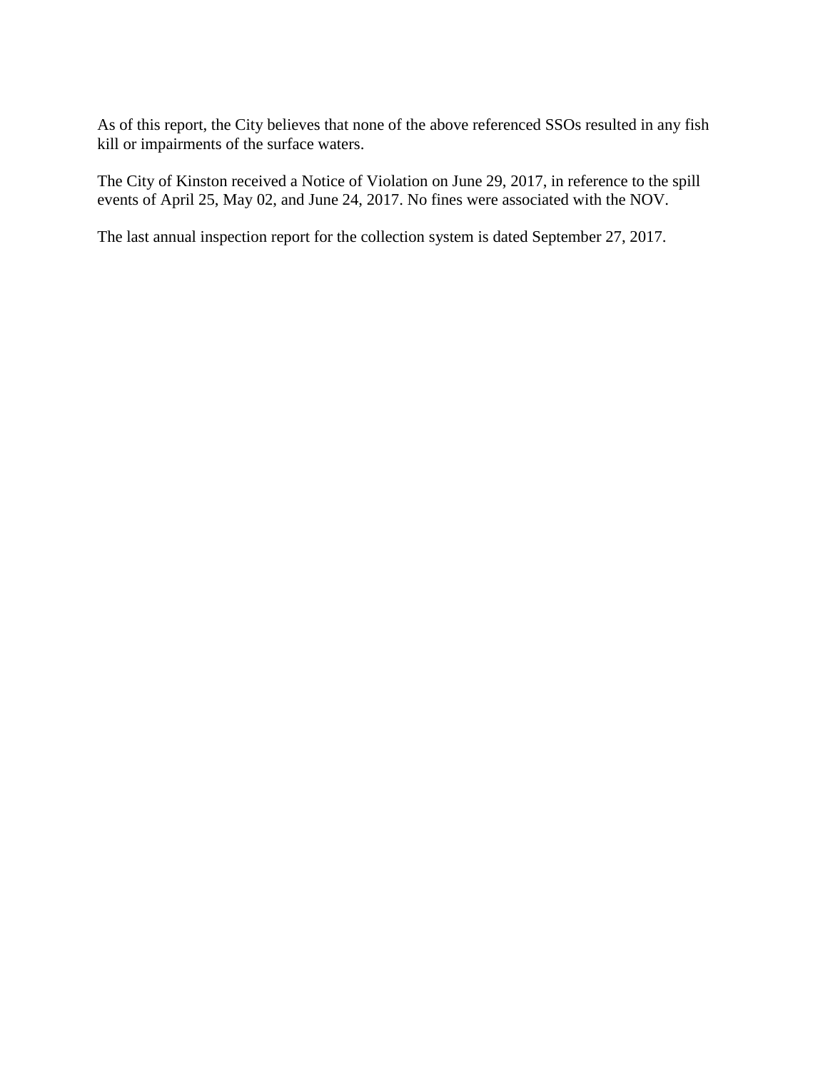As of this report, the City believes that none of the above referenced SSOs resulted in any fish kill or impairments of the surface waters.

The City of Kinston received a Notice of Violation on June 29, 2017, in reference to the spill events of April 25, May 02, and June 24, 2017. No fines were associated with the NOV.

The last annual inspection report for the collection system is dated September 27, 2017.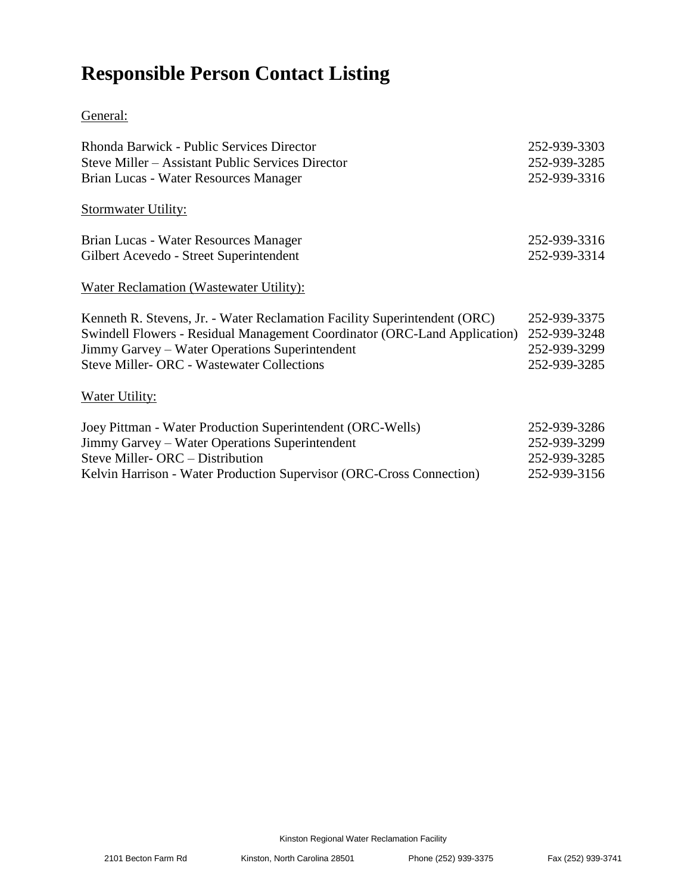# Responsible Person Contact Listing

General:

| | |
|---|---|
| Rhonda Barwick - Public Services Director | 252-939-3303 |
| Steve Miller – Assistant Public Services Director | 252-939-3285 |
| Brian Lucas - Water Resources Manager | 252-939-3316 |

Stormwater Utility:

| | |
|---|---|
| Brian Lucas - Water Resources Manager | 252-939-3316 |
| Gilbert Acevedo - Street Superintendent | 252-939-3314 |

Water Reclamation (Wastewater Utility):

| | |
|---|---|
| Kenneth R. Stevens, Jr. - Water Reclamation Facility Superintendent (ORC) | 252-939-3375 |
| Swindell Flowers - Residual Management Coordinator (ORC-Land Application) | 252-939-3248 |
| Jimmy Garvey – Water Operations Superintendent | 252-939-3299 |
| Steve Miller- ORC - Wastewater Collections | 252-939-3285 |

Water Utility:

| | |
|---|---|
| Joey Pittman - Water Production Superintendent (ORC-Wells) | 252-939-3286 |
| Jimmy Garvey – Water Operations Superintendent | 252-939-3299 |
| Steve Miller- ORC – Distribution | 252-939-3285 |
| Kelvin Harrison - Water Production Supervisor (ORC-Cross Connection) | 252-939-3156 |